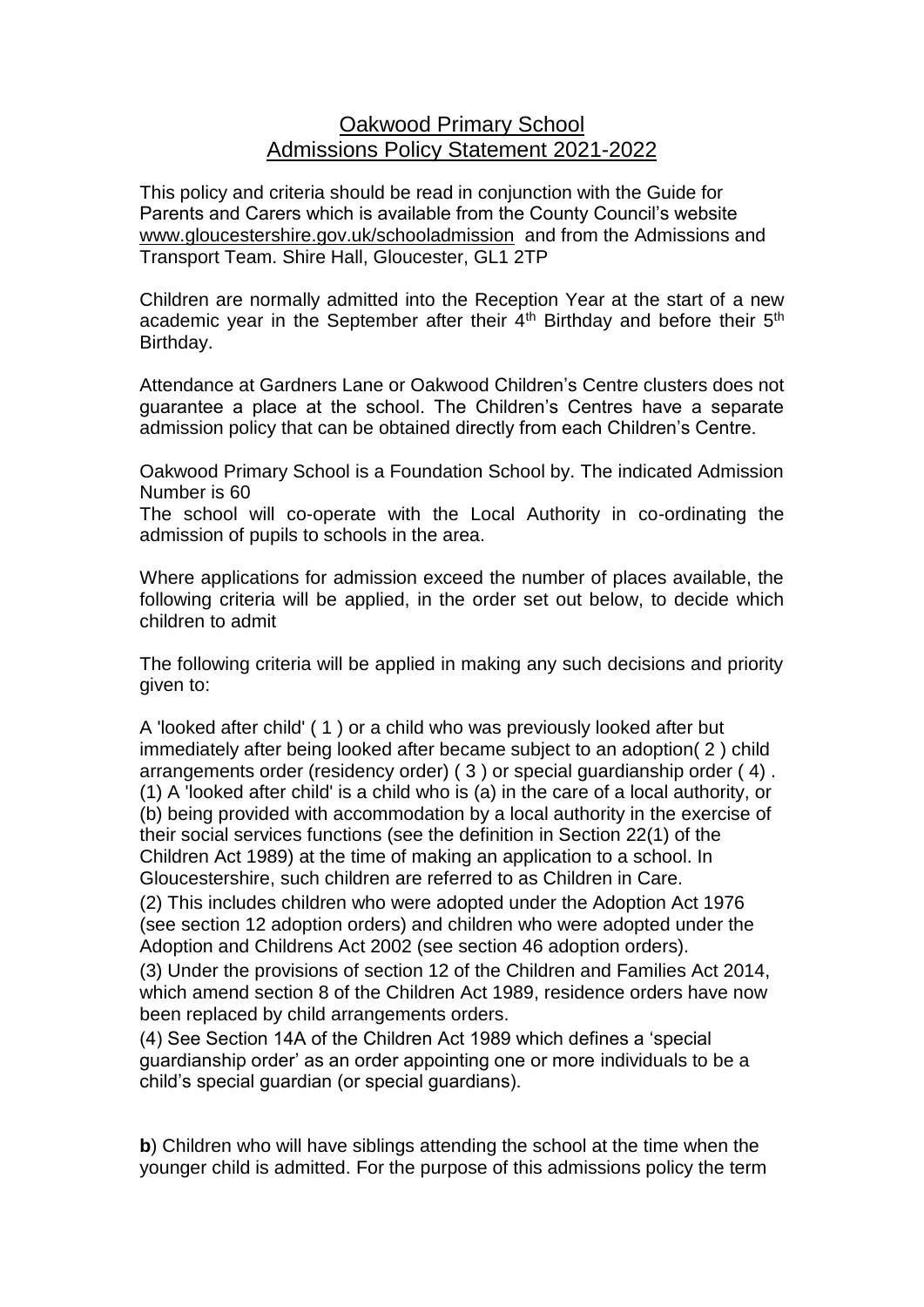# Oakwood Primary School
## Admissions Policy Statement 2021-2022

This policy and criteria should be read in conjunction with the Guide for Parents and Carers which is available from the County Council's website www.gloucestershire.gov.uk/schooladmission and from the Admissions and Transport Team. Shire Hall, Gloucester, GL1 2TP

Children are normally admitted into the Reception Year at the start of a new academic year in the September after their 4th Birthday and before their 5th Birthday.

Attendance at Gardners Lane or Oakwood Children's Centre clusters does not guarantee a place at the school. The Children's Centres have a separate admission policy that can be obtained directly from each Children's Centre.

Oakwood Primary School is a Foundation School by. The indicated Admission Number is 60

The school will co-operate with the Local Authority in co-ordinating the admission of pupils to schools in the area.

Where applications for admission exceed the number of places available, the following criteria will be applied, in the order set out below, to decide which children to admit

The following criteria will be applied in making any such decisions and priority given to:

A 'looked after child' ( 1 ) or a child who was previously looked after but immediately after being looked after became subject to an adoption( 2 ) child arrangements order (residency order) ( 3 ) or special guardianship order ( 4) .

(1) A 'looked after child' is a child who is (a) in the care of a local authority, or (b) being provided with accommodation by a local authority in the exercise of their social services functions (see the definition in Section 22(1) of the Children Act 1989) at the time of making an application to a school. In Gloucestershire, such children are referred to as Children in Care.

(2) This includes children who were adopted under the Adoption Act 1976 (see section 12 adoption orders) and children who were adopted under the Adoption and Childrens Act 2002 (see section 46 adoption orders).

(3) Under the provisions of section 12 of the Children and Families Act 2014, which amend section 8 of the Children Act 1989, residence orders have now been replaced by child arrangements orders.

(4) See Section 14A of the Children Act 1989 which defines a 'special guardianship order' as an order appointing one or more individuals to be a child's special guardian (or special guardians).

**b**) Children who will have siblings attending the school at the time when the younger child is admitted. For the purpose of this admissions policy the term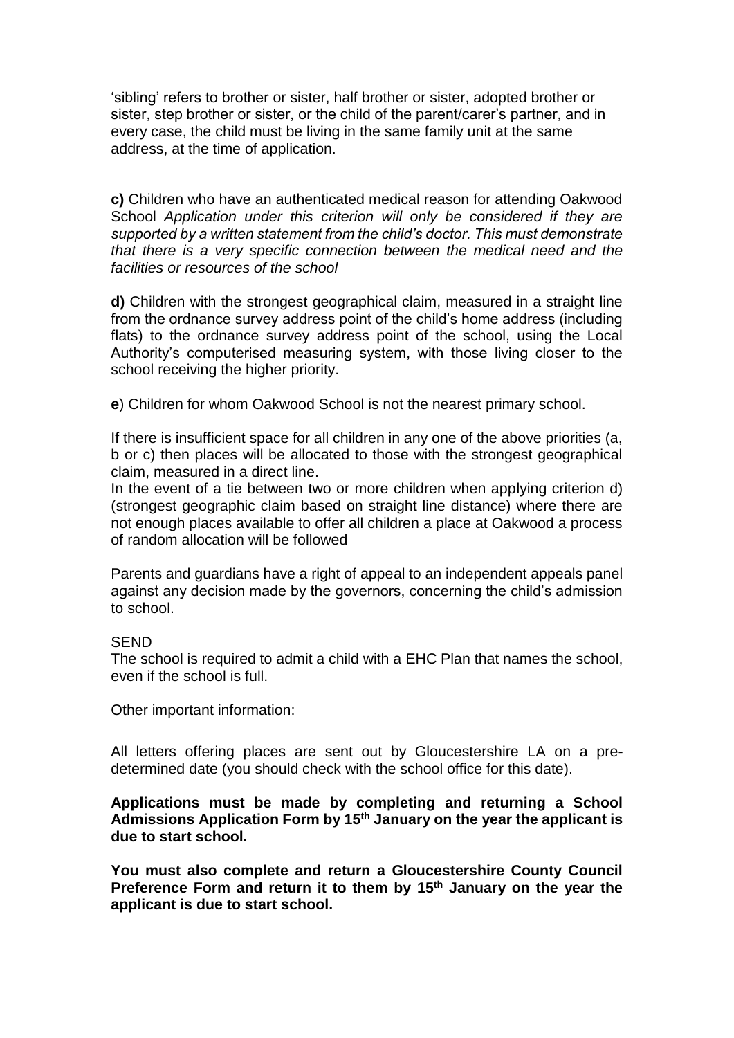'sibling' refers to brother or sister, half brother or sister, adopted brother or sister, step brother or sister, or the child of the parent/carer's partner, and in every case, the child must be living in the same family unit at the same address, at the time of application.

**c)** Children who have an authenticated medical reason for attending Oakwood School *Application under this criterion will only be considered if they are supported by a written statement from the child's doctor. This must demonstrate that there is a very specific connection between the medical need and the facilities or resources of the school*

**d)** Children with the strongest geographical claim, measured in a straight line from the ordnance survey address point of the child's home address (including flats) to the ordnance survey address point of the school, using the Local Authority's computerised measuring system, with those living closer to the school receiving the higher priority.

**e**) Children for whom Oakwood School is not the nearest primary school.

If there is insufficient space for all children in any one of the above priorities (a, b or c) then places will be allocated to those with the strongest geographical claim, measured in a direct line.
In the event of a tie between two or more children when applying criterion d) (strongest geographic claim based on straight line distance) where there are not enough places available to offer all children a place at Oakwood a process of random allocation will be followed

Parents and guardians have a right of appeal to an independent appeals panel against any decision made by the governors, concerning the child's admission to school.

SEND
The school is required to admit a child with a EHC Plan that names the school, even if the school is full.

Other important information:

All letters offering places are sent out by Gloucestershire LA on a pre-determined date (you should check with the school office for this date).

**Applications must be made by completing and returning a School Admissions Application Form by 15th January on the year the applicant is due to start school.**

**You must also complete and return a Gloucestershire County Council Preference Form and return it to them by 15th January on the year the applicant is due to start school.**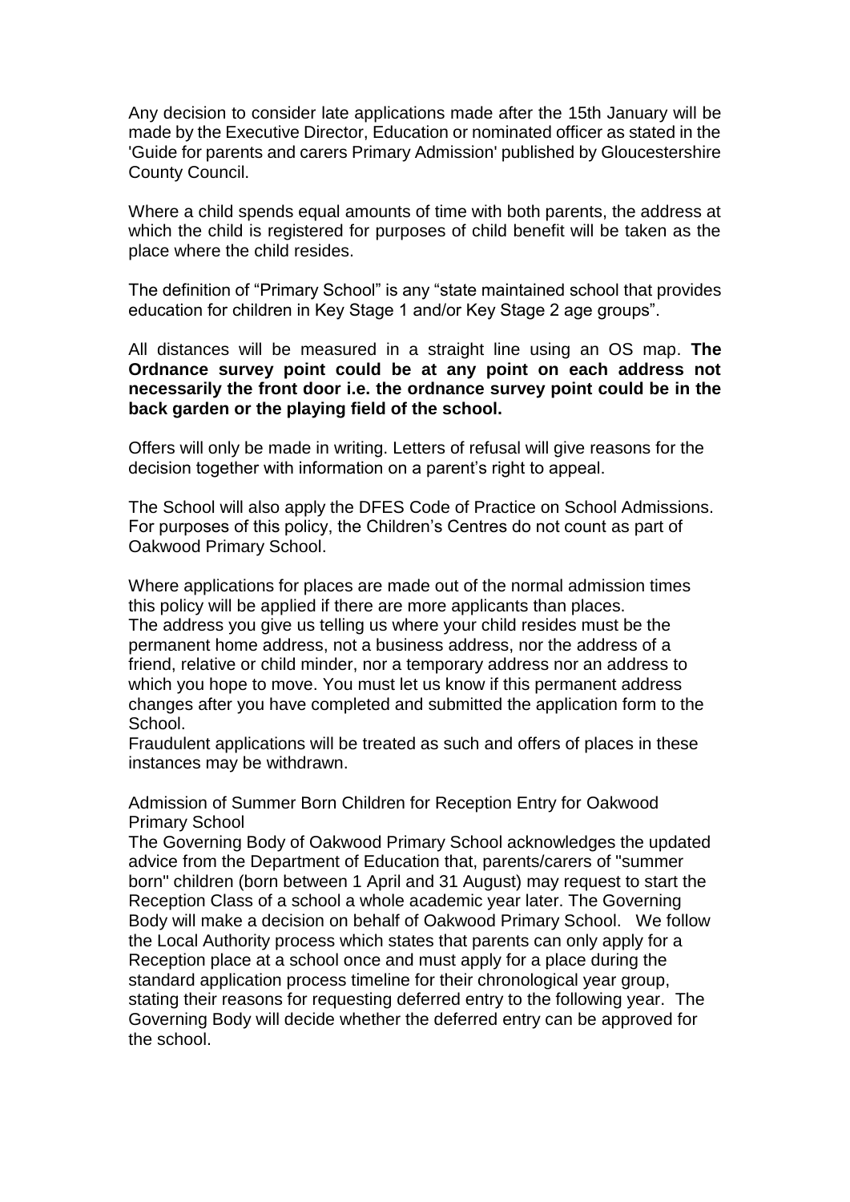Any decision to consider late applications made after the 15th January will be made by the Executive Director, Education or nominated officer as stated in the 'Guide for parents and carers Primary Admission' published by Gloucestershire County Council.

Where a child spends equal amounts of time with both parents, the address at which the child is registered for purposes of child benefit will be taken as the place where the child resides.

The definition of "Primary School" is any "state maintained school that provides education for children in Key Stage 1 and/or Key Stage 2 age groups".

All distances will be measured in a straight line using an OS map. **The Ordnance survey point could be at any point on each address not necessarily the front door i.e. the ordnance survey point could be in the back garden or the playing field of the school.**

Offers will only be made in writing. Letters of refusal will give reasons for the decision together with information on a parent's right to appeal.

The School will also apply the DFES Code of Practice on School Admissions. For purposes of this policy, the Children's Centres do not count as part of Oakwood Primary School.

Where applications for places are made out of the normal admission times this policy will be applied if there are more applicants than places.
The address you give us telling us where your child resides must be the permanent home address, not a business address, nor the address of a friend, relative or child minder, nor a temporary address nor an address to which you hope to move. You must let us know if this permanent address changes after you have completed and submitted the application form to the School.
Fraudulent applications will be treated as such and offers of places in these instances may be withdrawn.

Admission of Summer Born Children for Reception Entry for Oakwood Primary School
The Governing Body of Oakwood Primary School acknowledges the updated advice from the Department of Education that, parents/carers of "summer born" children (born between 1 April and 31 August) may request to start the Reception Class of a school a whole academic year later. The Governing Body will make a decision on behalf of Oakwood Primary School. We follow the Local Authority process which states that parents can only apply for a Reception place at a school once and must apply for a place during the standard application process timeline for their chronological year group, stating their reasons for requesting deferred entry to the following year. The Governing Body will decide whether the deferred entry can be approved for the school.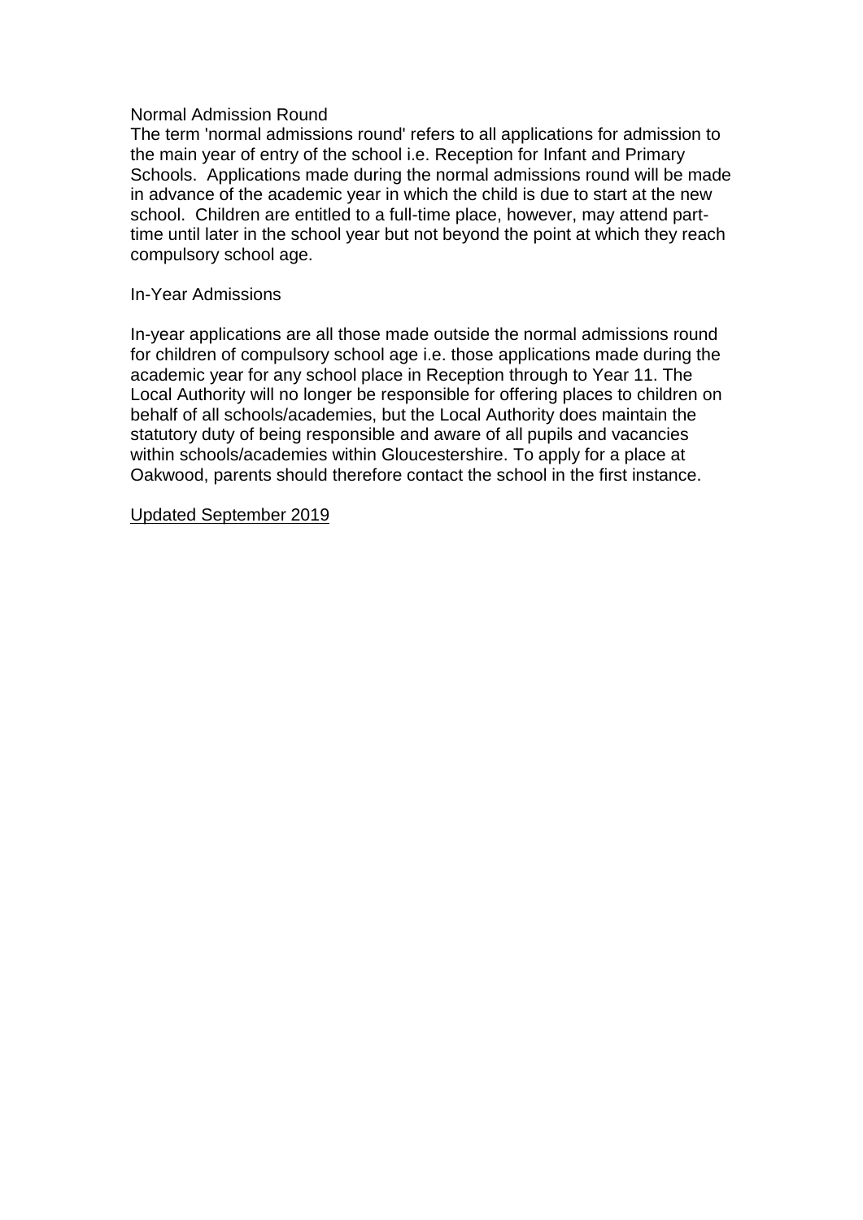Normal Admission Round

The term 'normal admissions round' refers to all applications for admission to the main year of entry of the school i.e. Reception for Infant and Primary Schools. Applications made during the normal admissions round will be made in advance of the academic year in which the child is due to start at the new school. Children are entitled to a full-time place, however, may attend part-time until later in the school year but not beyond the point at which they reach compulsory school age.

In-Year Admissions

In-year applications are all those made outside the normal admissions round for children of compulsory school age i.e. those applications made during the academic year for any school place in Reception through to Year 11. The Local Authority will no longer be responsible for offering places to children on behalf of all schools/academies, but the Local Authority does maintain the statutory duty of being responsible and aware of all pupils and vacancies within schools/academies within Gloucestershire. To apply for a place at Oakwood, parents should therefore contact the school in the first instance.

Updated September 2019